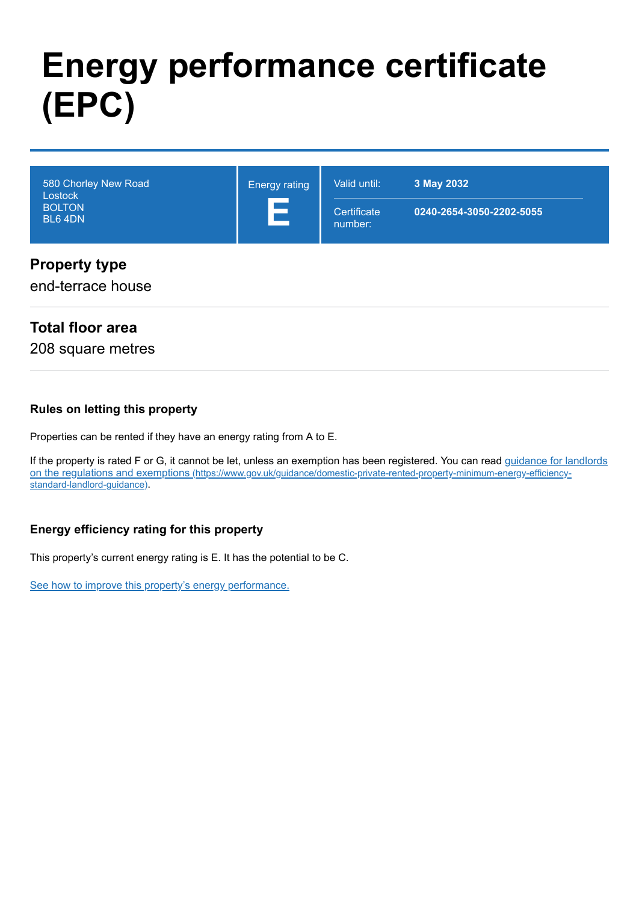# Energy performance certificate (EPC)

| 580 Chorley New Road<br>Lostock<br>BOLTON<br>BL6 4DN | Energy rating<br>**E** | Valid until: **3 May 2032**<br>Certificate number: **0240-2654-3050-2202-5055** |
| --- | --- | --- |

## Property type

end-terrace house

## Total floor area

208 square metres

### Rules on letting this property

Properties can be rented if they have an energy rating from A to E.

If the property is rated F or G, it cannot be let, unless an exemption has been registered. You can read guidance for landlords on the regulations and exemptions (https://www.gov.uk/guidance/domestic-private-rented-property-minimum-energy-efficiency-standard-landlord-guidance).

### Energy efficiency rating for this property

This property's current energy rating is E. It has the potential to be C.

See how to improve this property's energy performance.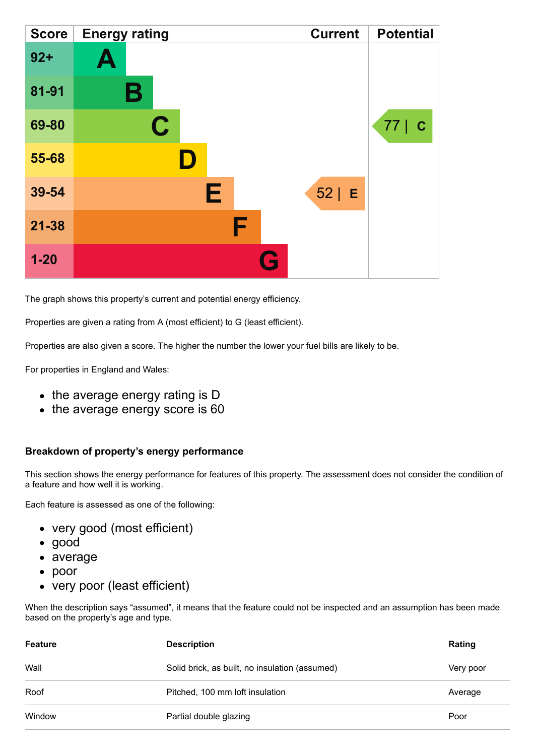| Score | Energy rating | Current | Potential |
|---|---|---|---|
| 92+ | A | | |
| 81-91 | B | | |
| 69-80 | C | | 77 \| C |
| 55-68 | D | | |
| 39-54 | E | 52 \| E | |
| 21-38 | F | | |
| 1-20 | G | | |

The graph shows this property's current and potential energy efficiency.

Properties are given a rating from A (most efficient) to G (least efficient).

Properties are also given a score. The higher the number the lower your fuel bills are likely to be.

For properties in England and Wales:

- the average energy rating is D
- the average energy score is 60

### Breakdown of property's energy performance

This section shows the energy performance for features of this property. The assessment does not consider the condition of a feature and how well it is working.

Each feature is assessed as one of the following:

- very good (most efficient)
- good
- average
- poor
- very poor (least efficient)

When the description says "assumed", it means that the feature could not be inspected and an assumption has been made based on the property's age and type.

| Feature | Description | Rating |
|---|---|---|
| Wall | Solid brick, as built, no insulation (assumed) | Very poor |
| Roof | Pitched, 100 mm loft insulation | Average |
| Window | Partial double glazing | Poor |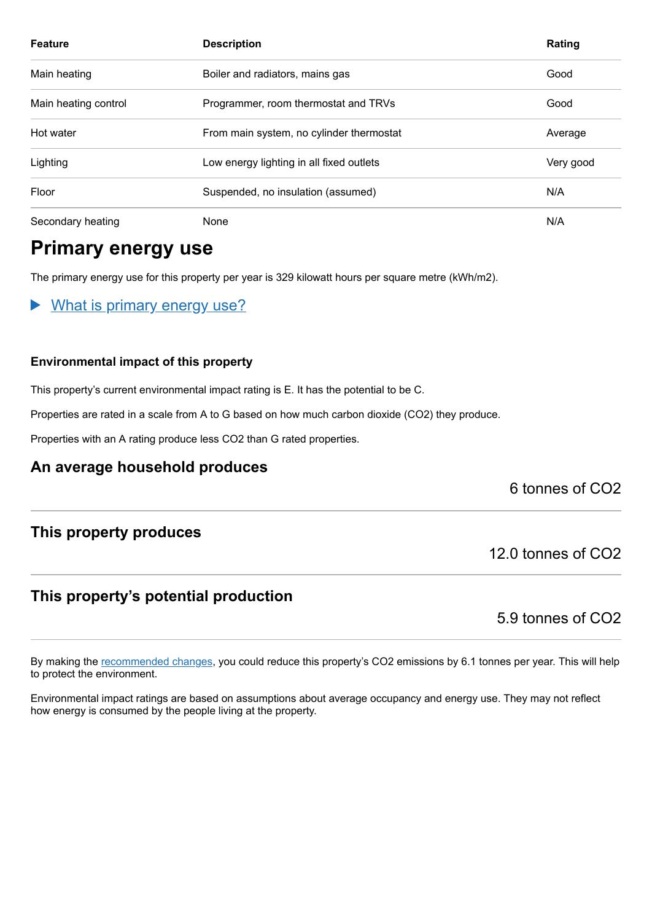| Feature | Description | Rating |
|---|---|---|
| Main heating | Boiler and radiators, mains gas | Good |
| Main heating control | Programmer, room thermostat and TRVs | Good |
| Hot water | From main system, no cylinder thermostat | Average |
| Lighting | Low energy lighting in all fixed outlets | Very good |
| Floor | Suspended, no insulation (assumed) | N/A |
| Secondary heating | None | N/A |

## Primary energy use

The primary energy use for this property per year is 329 kilowatt hours per square metre (kWh/m2).

▶ What is primary energy use?

### Environmental impact of this property

This property's current environmental impact rating is E. It has the potential to be C.

Properties are rated in a scale from A to G based on how much carbon dioxide ($CO_2$) they produce.

Properties with an A rating produce less $CO_2$ than G rated properties.

### An average household produces

6 tonnes of $CO_2$

### This property produces

12.0 tonnes of $CO_2$

### This property's potential production

5.9 tonnes of $CO_2$

By making the recommended changes, you could reduce this property's $CO_2$ emissions by 6.1 tonnes per year. This will help to protect the environment.

Environmental impact ratings are based on assumptions about average occupancy and energy use. They may not reflect how energy is consumed by the people living at the property.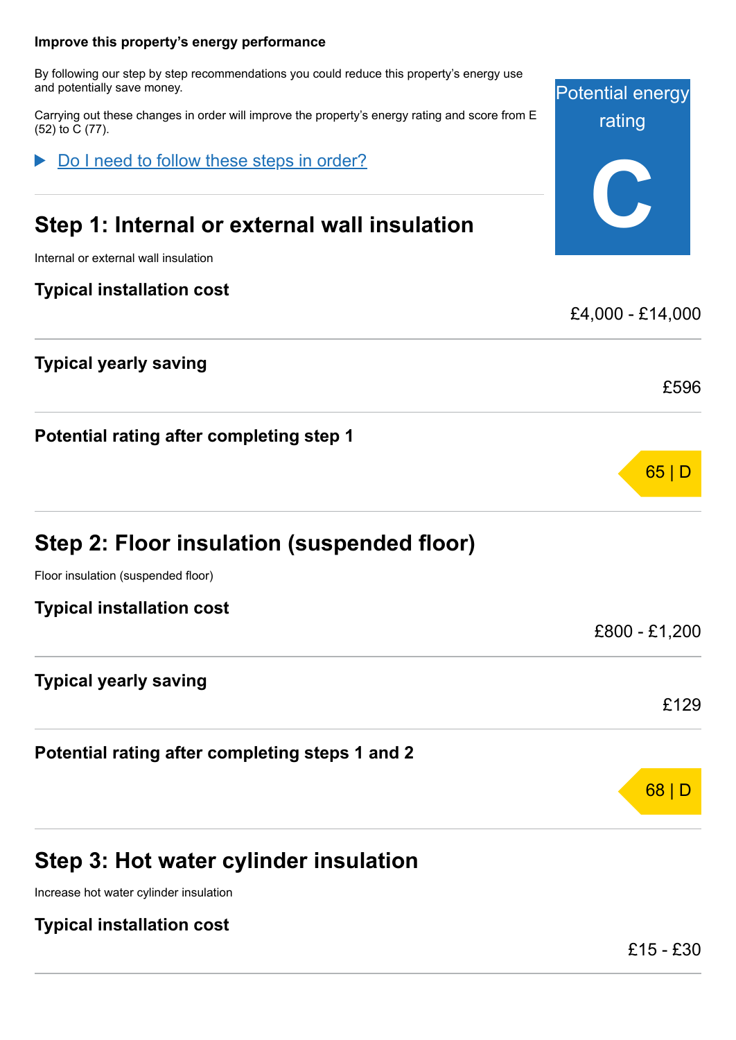**Improve this property's energy performance**

By following our step by step recommendations you could reduce this property's energy use and potentially save money.

Carrying out these changes in order will improve the property's energy rating and score from E (52) to C (77).

Potential energy rating

**C**

▶ Do I need to follow these steps in order?

## Step 1: Internal or external wall insulation

Internal or external wall insulation

| | |
|---|---|
| **Typical installation cost** | £4,000 - £14,000 |
| **Typical yearly saving** | £596 |
| **Potential rating after completing step 1** | 65 \| D |

## Step 2: Floor insulation (suspended floor)

Floor insulation (suspended floor)

| | |
|---|---|
| **Typical installation cost** | £800 - £1,200 |
| **Typical yearly saving** | £129 |
| **Potential rating after completing steps 1 and 2** | 68 \| D |

## Step 3: Hot water cylinder insulation

Increase hot water cylinder insulation

| | |
|---|---|
| **Typical installation cost** | £15 - £30 |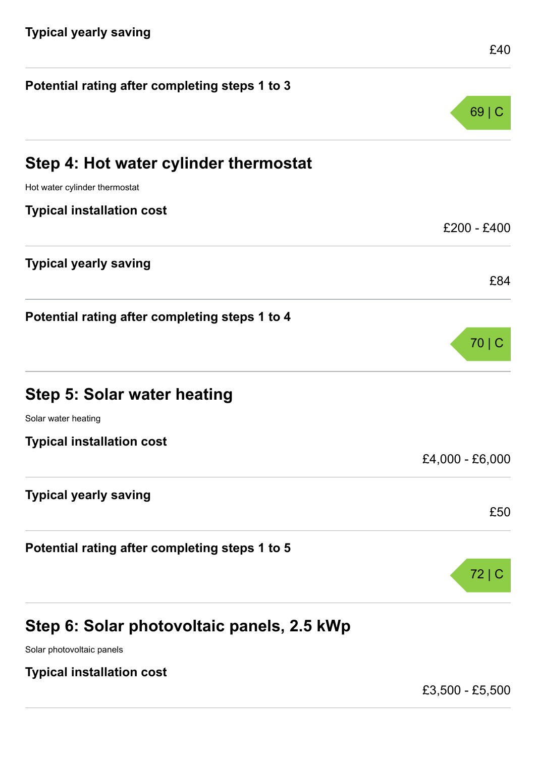**Typical yearly saving**

£40

**Potential rating after completing steps 1 to 3**

69 | C

## Step 4: Hot water cylinder thermostat

Hot water cylinder thermostat

**Typical installation cost**

£200 - £400

**Typical yearly saving**

£84

**Potential rating after completing steps 1 to 4**

70 | C

## Step 5: Solar water heating

Solar water heating

**Typical installation cost**

£4,000 - £6,000

**Typical yearly saving**

£50

**Potential rating after completing steps 1 to 5**

72 | C

## Step 6: Solar photovoltaic panels, 2.5 kWp

Solar photovoltaic panels

**Typical installation cost**

£3,500 - £5,500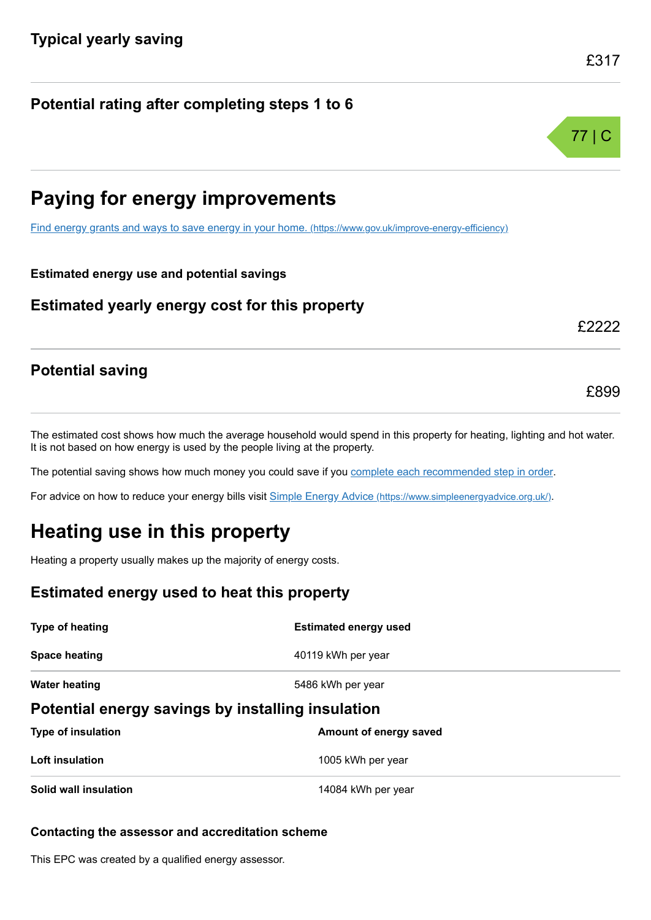### Typical yearly saving

£317

### Potential rating after completing steps 1 to 6

77 | C

## Paying for energy improvements

[Find energy grants and ways to save energy in your home. (https://www.gov.uk/improve-energy-efficiency)](https://www.gov.uk/improve-energy-efficiency)

**Estimated energy use and potential savings**

### Estimated yearly energy cost for this property

£2222

### Potential saving

£899

The estimated cost shows how much the average household would spend in this property for heating, lighting and hot water. It is not based on how energy is used by the people living at the property.

The potential saving shows how much money you could save if you complete each recommended step in order.

For advice on how to reduce your energy bills visit [Simple Energy Advice (https://www.simpleenergyadvice.org.uk/)](https://www.simpleenergyadvice.org.uk/).

## Heating use in this property

Heating a property usually makes up the majority of energy costs.

### Estimated energy used to heat this property

| Type of heating | Estimated energy used |
| --- | --- |
| Space heating | 40119 kWh per year |
| Water heating | 5486 kWh per year |

### Potential energy savings by installing insulation

| Type of insulation | Amount of energy saved |
| --- | --- |
| Loft insulation | 1005 kWh per year |
| Solid wall insulation | 14084 kWh per year |

**Contacting the assessor and accreditation scheme**

This EPC was created by a qualified energy assessor.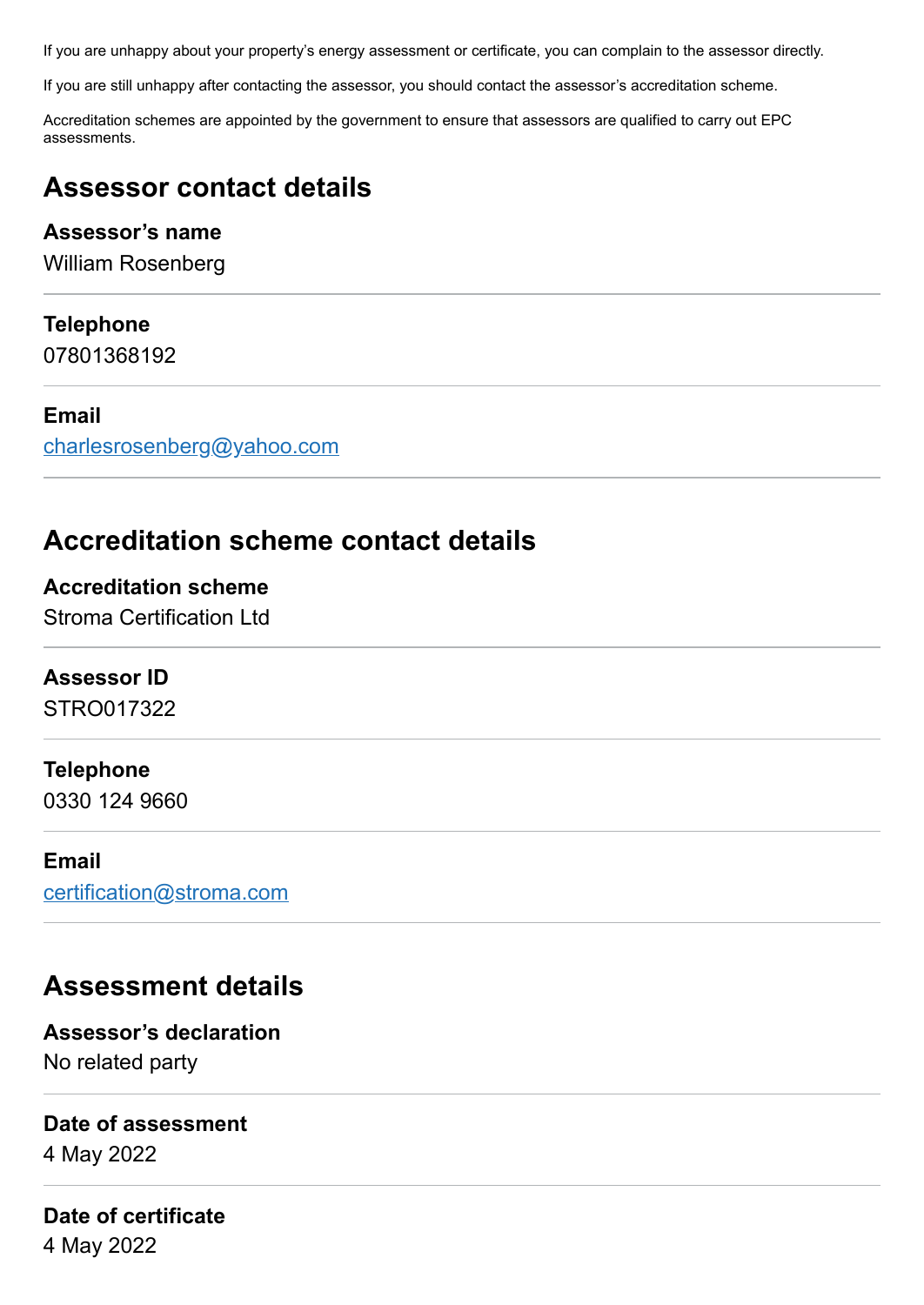If you are unhappy about your property's energy assessment or certificate, you can complain to the assessor directly.

If you are still unhappy after contacting the assessor, you should contact the assessor's accreditation scheme.

Accreditation schemes are appointed by the government to ensure that assessors are qualified to carry out EPC assessments.

## Assessor contact details

**Assessor's name**
William Rosenberg

**Telephone**
07801368192

**Email**
charlesrosenberg@yahoo.com

## Accreditation scheme contact details

**Accreditation scheme**
Stroma Certification Ltd

**Assessor ID**
STRO017322

**Telephone**
0330 124 9660

**Email**
certification@stroma.com

## Assessment details

**Assessor's declaration**
No related party

**Date of assessment**
4 May 2022

**Date of certificate**
4 May 2022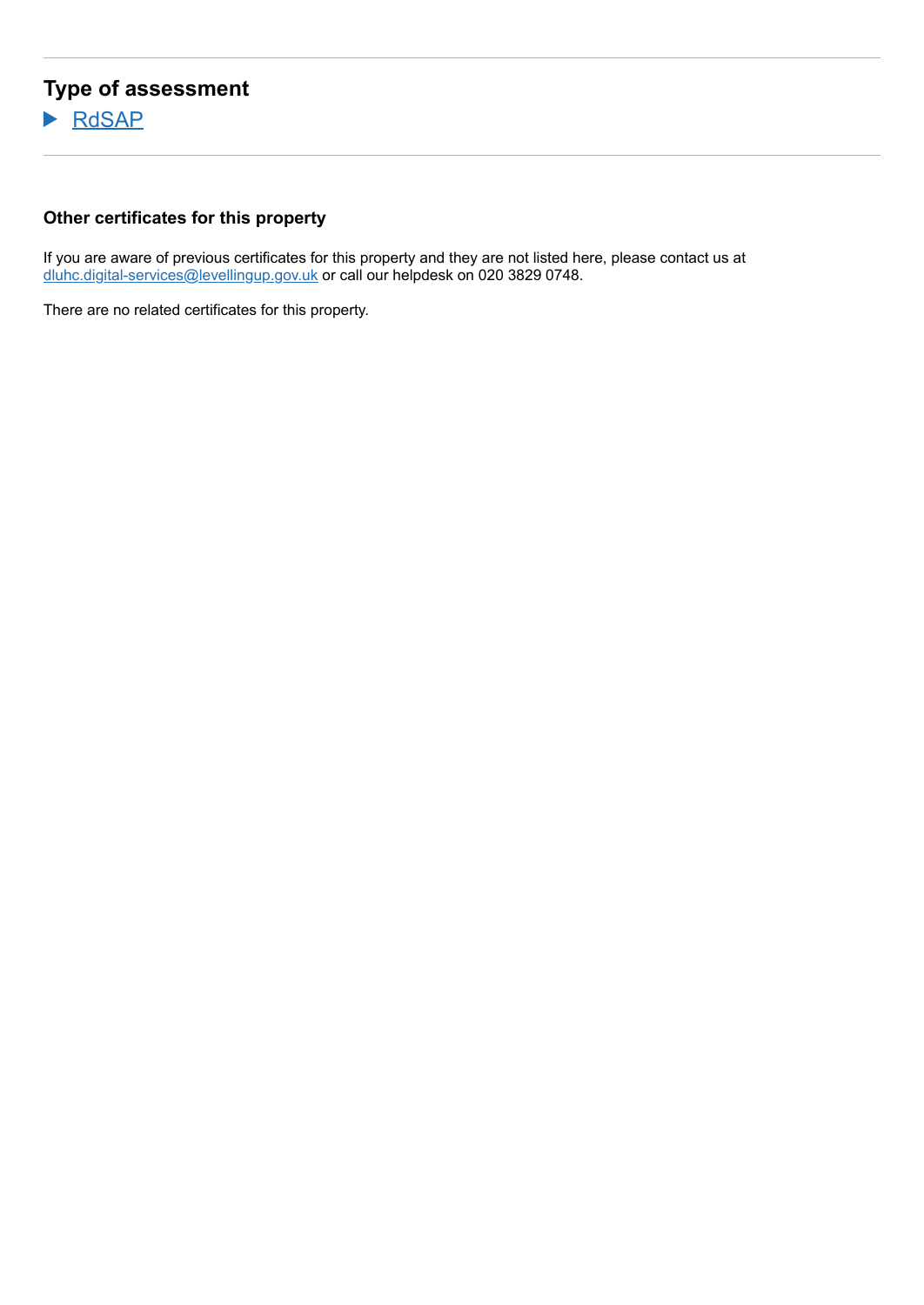## Type of assessment

▶ RdSAP

### Other certificates for this property

If you are aware of previous certificates for this property and they are not listed here, please contact us at dluhc.digital-services@levellingup.gov.uk or call our helpdesk on 020 3829 0748.

There are no related certificates for this property.